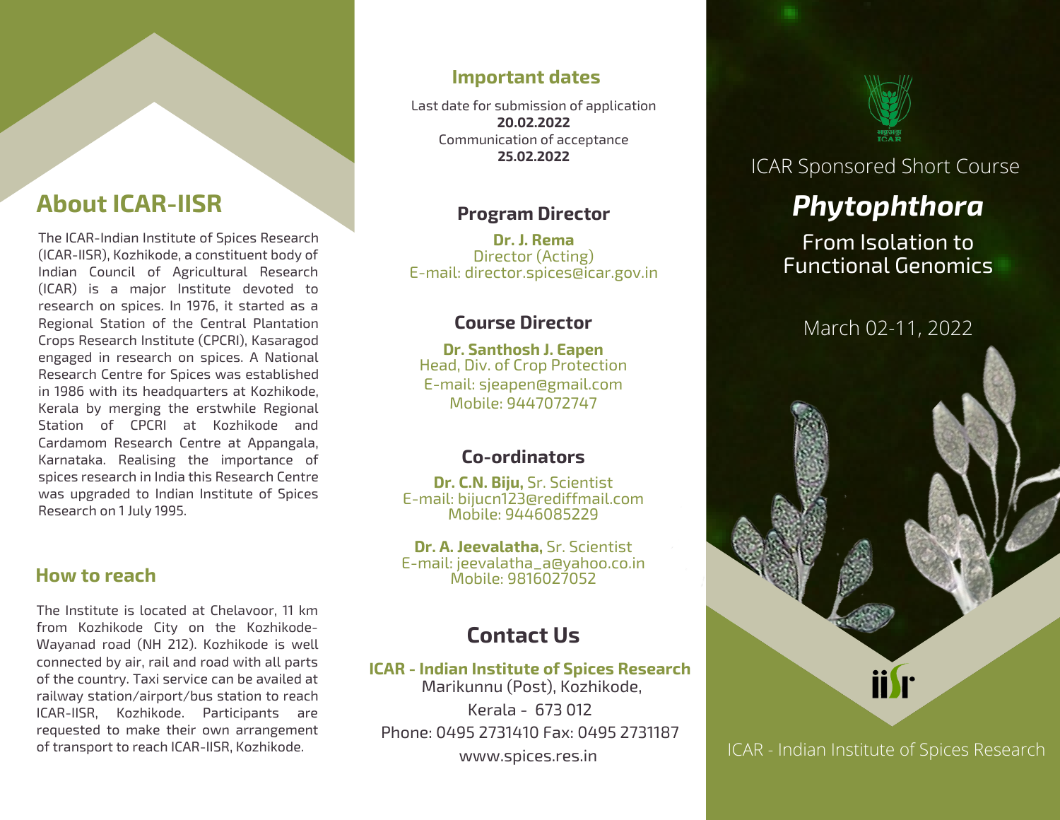## About ICAR-IISR

The ICAR-Indian Institute of Spices Research (ICAR-IISR), Kozhikode, a constituent body of Indian Council of Agricultural Research (ICAR) is a major Institute devoted to research on spices. In 1976, it started as a Regional Station of the Central Plantation Crops Research Institute (CPCRI), Kasaragod engaged in research on spices. A National Research Centre for Spices was established in 1986 with its headquarters at Kozhikode, Kerala by merging the erstwhile Regional Station of CPCRI at Kozhikode and Cardamom Research Centre at Appangala, Karnataka. Realising the importance of spices research in India this Research Centre was upgraded to Indian Institute of Spices Research on 1 July 1995.

### How to reach

The Institute is located at Chelavoor, 11 km from Kozhikode City on the Kozhikode-Wayanad road (NH 212). Kozhikode is well connected by air, rail and road with all parts of the country. Taxi service can be availed at railway station/airport/bus station to reach ICAR-IISR, Kozhikode. Participants are requested to make their own arrangement of transport to reach ICAR-IISR, Kozhikode.

### Important dates

Last date for submission of application
**20.02.2022**
Communication of acceptance
**25.02.2022**

### Program Director

**Dr. J. Rema**
Director (Acting)
E-mail: director.spices@icar.gov.in

### Course Director

**Dr. Santhosh J. Eapen**
Head, Div. of Crop Protection
E-mail: sjeapen@gmail.com
Mobile: 9447072747

### Co-ordinators

**Dr. C.N. Biju,** Sr. Scientist
E-mail: bijucn123@rediffmail.com
Mobile: 9446085229

**Dr. A. Jeevalatha,** Sr. Scientist
E-mail: jeevalatha_a@yahoo.co.in
Mobile: 9816027052

## Contact Us

**ICAR - Indian Institute of Spices Research**
Marikunnu (Post), Kozhikode,
Kerala - 673 012
Phone: 0495 2731410 Fax: 0495 2731187
www.spices.res.in

ICAR Sponsored Short Course

# *Phytophthora*

From Isolation to Functional Genomics

March 02-11, 2022

ICAR - Indian Institute of Spices Research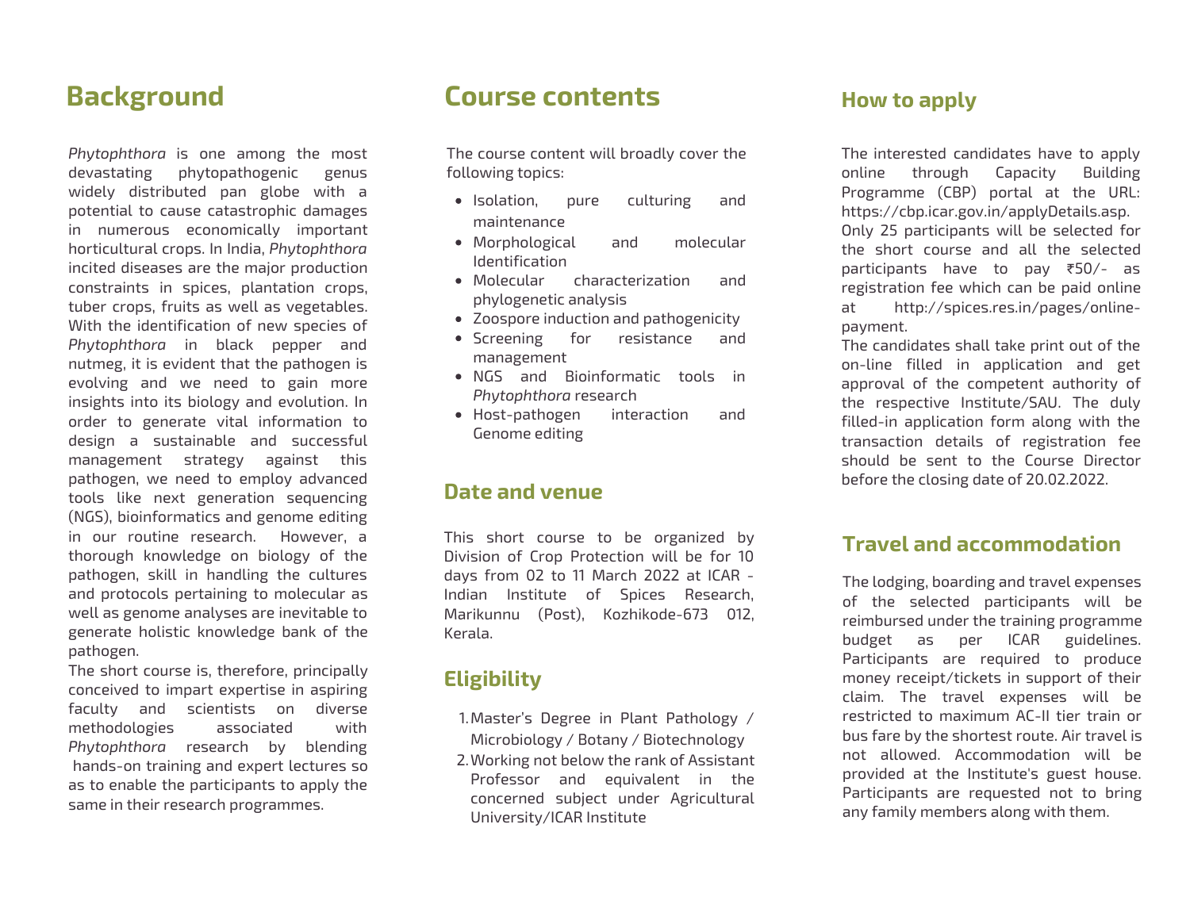## Background

*Phytophthora* is one among the most devastating phytopathogenic genus widely distributed pan globe with a potential to cause catastrophic damages in numerous economically important horticultural crops. In India, *Phytophthora* incited diseases are the major production constraints in spices, plantation crops, tuber crops, fruits as well as vegetables. With the identification of new species of *Phytophthora* in black pepper and nutmeg, it is evident that the pathogen is evolving and we need to gain more insights into its biology and evolution. In order to generate vital information to design a sustainable and successful management strategy against this pathogen, we need to employ advanced tools like next generation sequencing (NGS), bioinformatics and genome editing in our routine research. However, a thorough knowledge on biology of the pathogen, skill in handling the cultures and protocols pertaining to molecular as well as genome analyses are inevitable to generate holistic knowledge bank of the pathogen.

The short course is, therefore, principally conceived to impart expertise in aspiring faculty and scientists on diverse methodologies associated with *Phytophthora* research by blending hands-on training and expert lectures so as to enable the participants to apply the same in their research programmes.

## Course contents

The course content will broadly cover the following topics:

- Isolation, pure culturing and maintenance
- Morphological and molecular Identification
- Molecular characterization and phylogenetic analysis
- Zoospore induction and pathogenicity
- Screening for resistance and management
- NGS and Bioinformatic tools in *Phytophthora* research
- Host-pathogen interaction and Genome editing

### Date and venue

This short course to be organized by Division of Crop Protection will be for 10 days from 02 to 11 March 2022 at ICAR - Indian Institute of Spices Research, Marikunnu (Post), Kozhikode-673 012, Kerala.

### Eligibility

1. Master's Degree in Plant Pathology / Microbiology / Botany / Biotechnology
2. Working not below the rank of Assistant Professor and equivalent in the concerned subject under Agricultural University/ICAR Institute

### How to apply

The interested candidates have to apply online through Capacity Building Programme (CBP) portal at the URL: https://cbp.icar.gov.in/applyDetails.asp.
Only 25 participants will be selected for the short course and all the selected participants have to pay ₹50/- as registration fee which can be paid online at http://spices.res.in/pages/online-payment.
The candidates shall take print out of the on-line filled in application and get approval of the competent authority of the respective Institute/SAU. The duly filled-in application form along with the transaction details of registration fee should be sent to the Course Director before the closing date of 20.02.2022.

### Travel and accommodation

The lodging, boarding and travel expenses of the selected participants will be reimbursed under the training programme budget as per ICAR guidelines. Participants are required to produce money receipt/tickets in support of their claim. The travel expenses will be restricted to maximum AC-II tier train or bus fare by the shortest route. Air travel is not allowed. Accommodation will be provided at the Institute's guest house. Participants are requested not to bring any family members along with them.